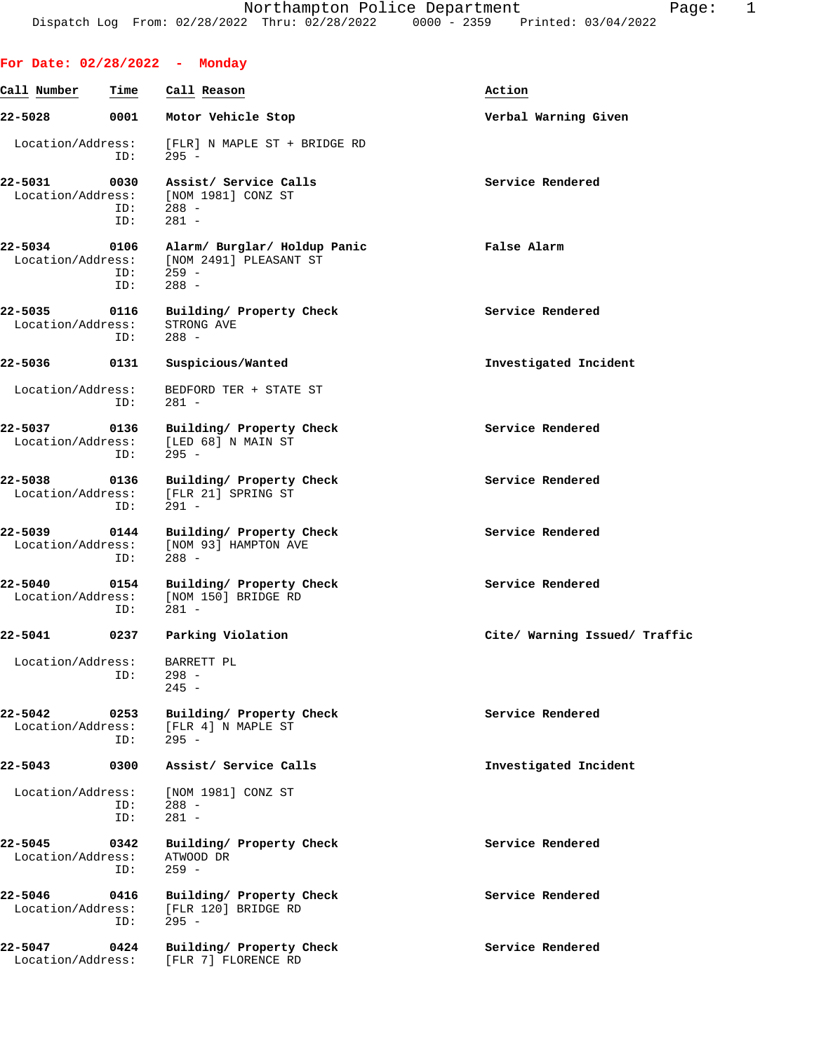Northampton Police Department
Dispatch Log From: 02/28/2022 Thru: 02/28/2022 0000 - 2359 Printed: 03/04/2022

## For Date: 02/28/2022 - Monday

| Call Number | Time | Call Reason | Action |
|---|---|---|---|
| 22-5028 | 0001 | Motor Vehicle Stop | Verbal Warning Given |

Location/Address: [FLR] N MAPLE ST + BRIDGE RD
ID: 295 -

**22-5031** 0030 **Assist/ Service Calls** — **Service Rendered**
Location/Address: [NOM 1981] CONZ ST
ID: 288 -
ID: 281 -

**22-5034** 0106 **Alarm/ Burglar/ Holdup Panic** — **False Alarm**
Location/Address: [NOM 2491] PLEASANT ST
ID: 259 -
ID: 288 -

**22-5035** 0116 **Building/ Property Check** — **Service Rendered**
Location/Address: STRONG AVE
ID: 288 -

**22-5036** 0131 **Suspicious/Wanted** — **Investigated Incident**
Location/Address: BEDFORD TER + STATE ST
ID: 281 -

**22-5037** 0136 **Building/ Property Check** — **Service Rendered**
Location/Address: [LED 68] N MAIN ST
ID: 295 -

**22-5038** 0136 **Building/ Property Check** — **Service Rendered**
Location/Address: [FLR 21] SPRING ST
ID: 291 -

**22-5039** 0144 **Building/ Property Check** — **Service Rendered**
Location/Address: [NOM 93] HAMPTON AVE
ID: 288 -

**22-5040** 0154 **Building/ Property Check** — **Service Rendered**
Location/Address: [NOM 150] BRIDGE RD
ID: 281 -

**22-5041** 0237 **Parking Violation** — **Cite/ Warning Issued/ Traffic**
Location/Address: BARRETT PL
ID: 298 -
245 -

**22-5042** 0253 **Building/ Property Check** — **Service Rendered**
Location/Address: [FLR 4] N MAPLE ST
ID: 295 -

**22-5043** 0300 **Assist/ Service Calls** — **Investigated Incident**
Location/Address: [NOM 1981] CONZ ST
ID: 288 -
ID: 281 -

**22-5045** 0342 **Building/ Property Check** — **Service Rendered**
Location/Address: ATWOOD DR
ID: 259 -

**22-5046** 0416 **Building/ Property Check** — **Service Rendered**
Location/Address: [FLR 120] BRIDGE RD
ID: 295 -

**22-5047** 0424 **Building/ Property Check** — **Service Rendered**
Location/Address: [FLR 7] FLORENCE RD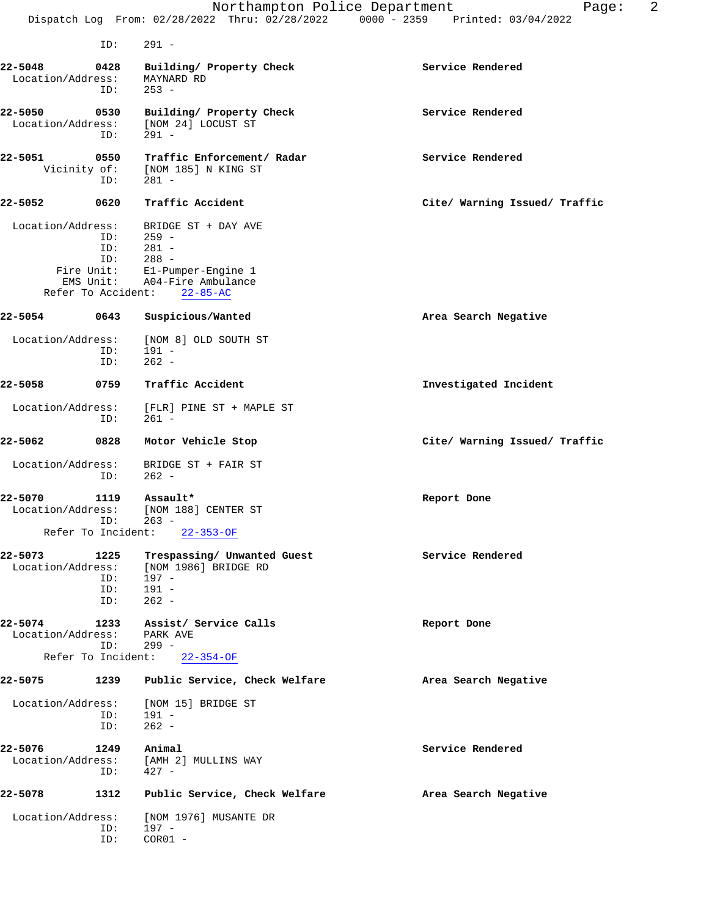ID: 291 -

**22-5048** **0428** **Building/ Property Check** **Service Rendered**
Location/Address: MAYNARD RD
ID: 253 -

**22-5050** **0530** **Building/ Property Check** **Service Rendered**
Location/Address: [NOM 24] LOCUST ST
ID: 291 -

**22-5051** **0550** **Traffic Enforcement/ Radar** **Service Rendered**
Vicinity of: [NOM 185] N KING ST
ID: 281 -

**22-5052** **0620** **Traffic Accident** **Cite/ Warning Issued/ Traffic**

Location/Address: BRIDGE ST + DAY AVE
ID: 259 -
ID: 281 -
ID: 288 -
Fire Unit: E1-Pumper-Engine 1
EMS Unit: A04-Fire Ambulance
Refer To Accident: 22-85-AC

**22-5054** **0643** **Suspicious/Wanted** **Area Search Negative**

Location/Address: [NOM 8] OLD SOUTH ST
ID: 191 -
ID: 262 -

**22-5058** **0759** **Traffic Accident** **Investigated Incident**

Location/Address: [FLR] PINE ST + MAPLE ST
ID: 261 -

**22-5062** **0828** **Motor Vehicle Stop** **Cite/ Warning Issued/ Traffic**

Location/Address: BRIDGE ST + FAIR ST
ID: 262 -

**22-5070** **1119** **Assault*** **Report Done**
Location/Address: [NOM 188] CENTER ST
ID: 263 -
Refer To Incident: 22-353-OF

**22-5073** **1225** **Trespassing/ Unwanted Guest** **Service Rendered**
Location/Address: [NOM 1986] BRIDGE RD
ID: 197 -
ID: 191 -
ID: 262 -

**22-5074** **1233** **Assist/ Service Calls** **Report Done**
Location/Address: PARK AVE
ID: 299 -
Refer To Incident: 22-354-OF

**22-5075** **1239** **Public Service, Check Welfare** **Area Search Negative**

Location/Address: [NOM 15] BRIDGE ST
ID: 191 -
ID: 262 -

**22-5076** **1249** **Animal** **Service Rendered**
Location/Address: [AMH 2] MULLINS WAY
ID: 427 -

**22-5078** **1312** **Public Service, Check Welfare** **Area Search Negative**

Location/Address: [NOM 1976] MUSANTE DR
ID: 197 -
ID: COR01 -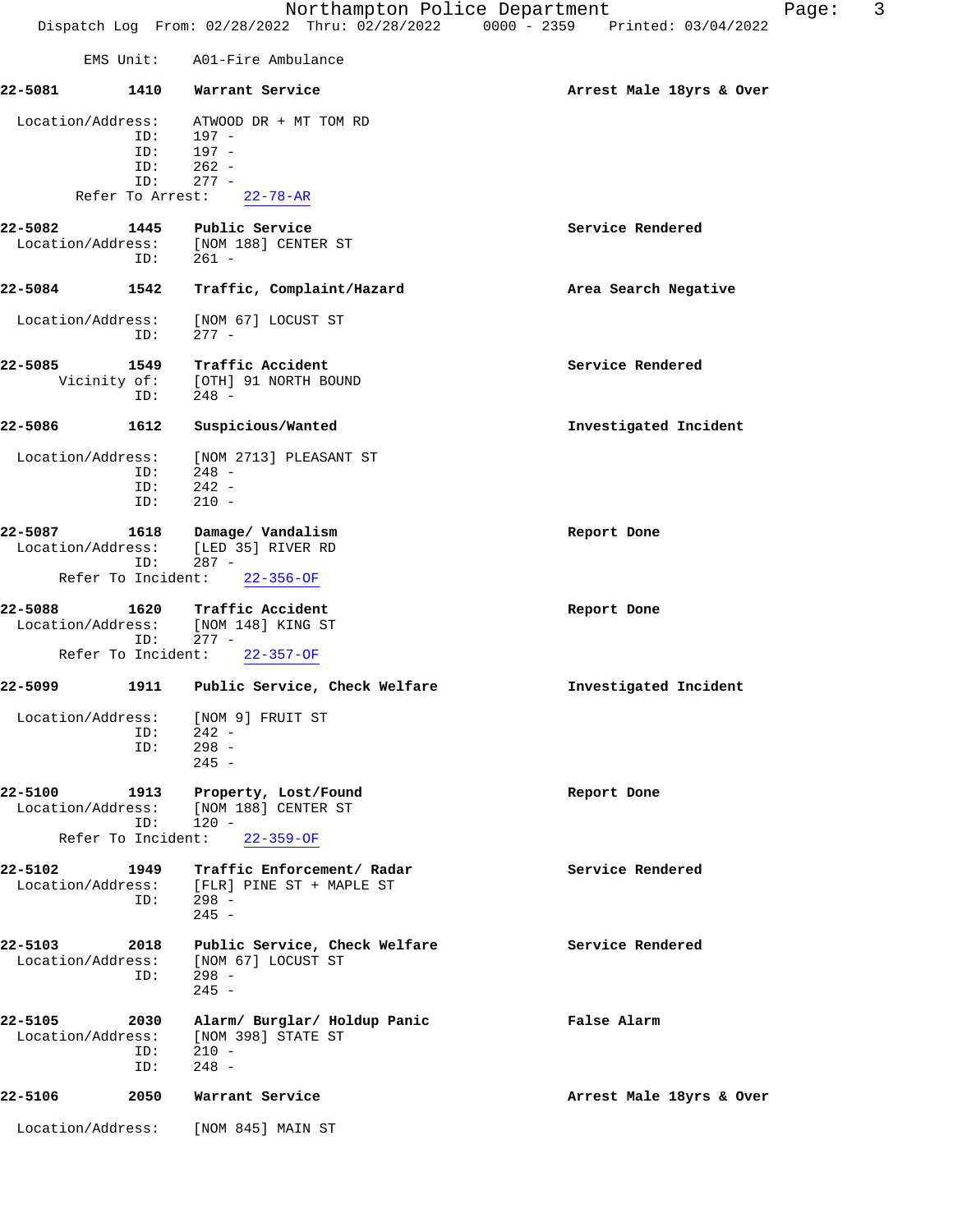EMS Unit: A01-Fire Ambulance

**22-5081 1410 Warrant Service** — **Arrest Male 18yrs & Over**

Location/Address: ATWOOD DR + MT TOM RD
ID: 197 -
ID: 197 -
ID: 262 -
ID: 277 -
Refer To Arrest: 22-78-AR

**22-5082 1445 Public Service** — **Service Rendered**

Location/Address: [NOM 188] CENTER ST
ID: 261 -

**22-5084 1542 Traffic, Complaint/Hazard** — **Area Search Negative**

Location/Address: [NOM 67] LOCUST ST
ID: 277 -

**22-5085 1549 Traffic Accident** — **Service Rendered**

Vicinity of: [OTH] 91 NORTH BOUND
ID: 248 -

**22-5086 1612 Suspicious/Wanted** — **Investigated Incident**

Location/Address: [NOM 2713] PLEASANT ST
ID: 248 -
ID: 242 -
ID: 210 -

**22-5087 1618 Damage/ Vandalism** — **Report Done**

Location/Address: [LED 35] RIVER RD
ID: 287 -
Refer To Incident: 22-356-OF

**22-5088 1620 Traffic Accident** — **Report Done**

Location/Address: [NOM 148] KING ST
ID: 277 -
Refer To Incident: 22-357-OF

**22-5099 1911 Public Service, Check Welfare** — **Investigated Incident**

Location/Address: [NOM 9] FRUIT ST
ID: 242 -
ID: 298 -
245 -

**22-5100 1913 Property, Lost/Found** — **Report Done**

Location/Address: [NOM 188] CENTER ST
ID: 120 -
Refer To Incident: 22-359-OF

**22-5102 1949 Traffic Enforcement/ Radar** — **Service Rendered**

Location/Address: [FLR] PINE ST + MAPLE ST
ID: 298 -
245 -

**22-5103 2018 Public Service, Check Welfare** — **Service Rendered**

Location/Address: [NOM 67] LOCUST ST
ID: 298 -
245 -

**22-5105 2030 Alarm/ Burglar/ Holdup Panic** — **False Alarm**

Location/Address: [NOM 398] STATE ST
ID: 210 -
ID: 248 -

**22-5106 2050 Warrant Service** — **Arrest Male 18yrs & Over**

Location/Address: [NOM 845] MAIN ST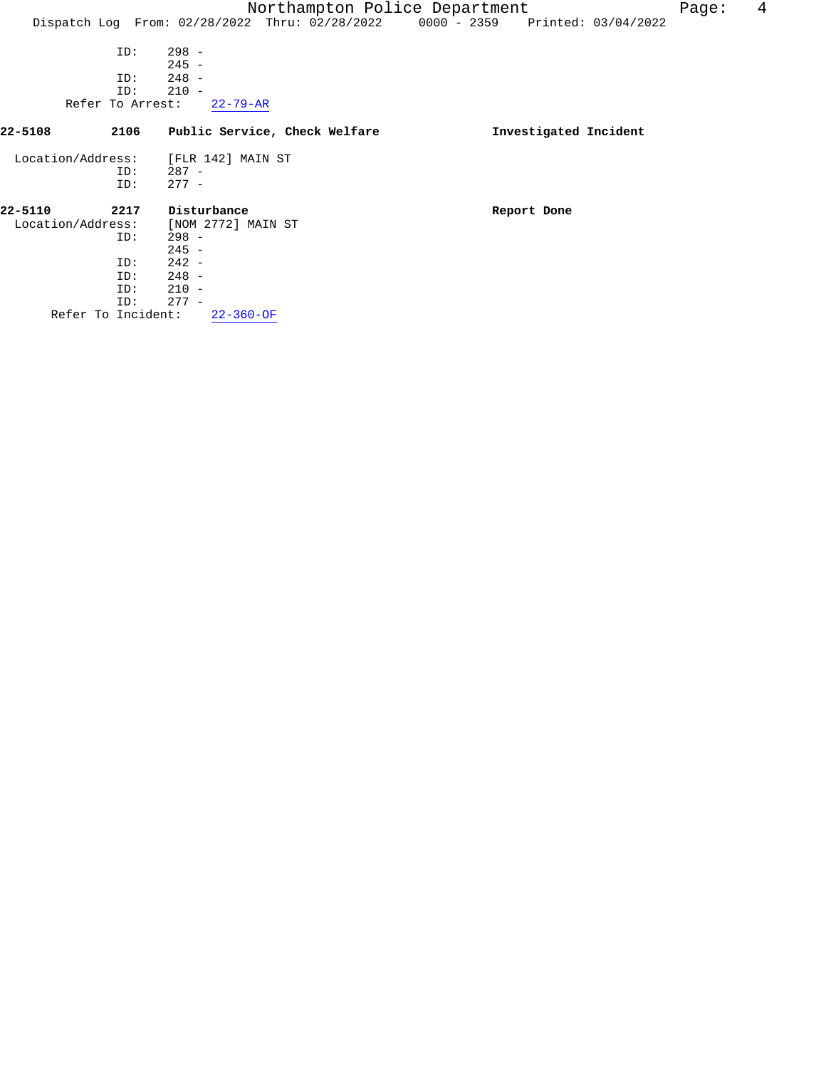ID: 298 -
245 -
ID: 248 -
ID: 210 -
Refer To Arrest: 22-79-AR

**22-5108 2106 Public Service, Check Welfare** **Investigated Incident**

Location/Address: [FLR 142] MAIN ST
ID: 287 -
ID: 277 -

**22-5110 2217 Disturbance** **Report Done**

Location/Address: [NOM 2772] MAIN ST
ID: 298 -
245 -
ID: 242 -
ID: 248 -
ID: 210 -
ID: 277 -
Refer To Incident: 22-360-OF